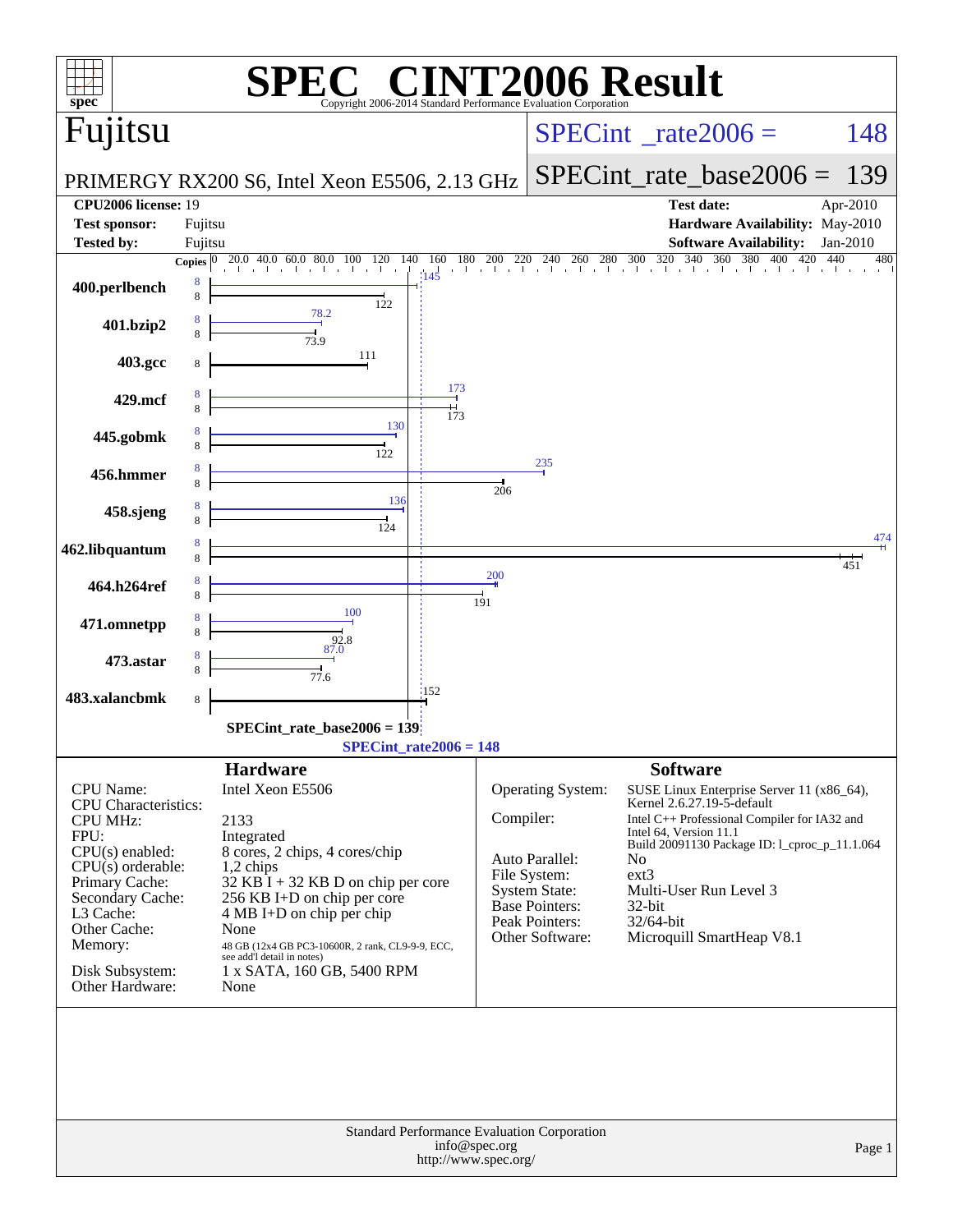# SPEC® CINT2006 Result

Copyright 2006-2014 Standard Performance Evaluation Corporation

## Fujitsu

**PRIMERGY RX200 S6, Intel Xeon E5506, 2.13 GHz**

SPECint_rate2006 = 148

SPECint_rate_base2006 = 139

| | | | |
|---|---|---|---|
| **CPU2006 license:** | 19 | **Test date:** | Apr-2010 |
| **Test sponsor:** | Fujitsu | **Hardware Availability:** | May-2010 |
| **Tested by:** | Fujitsu | **Software Availability:** | Jan-2010 |

| Benchmark | Copies (peak) | Peak | Copies (base) | Base |
|---|---|---|---|---|
| 400.perlbench | 8 | 145 | 8 | 122 |
| 401.bzip2 | 8 | 78.2 | 8 | 73.9 |
| 403.gcc | | | 8 | 111 |
| 429.mcf | 8 | 173 | 8 | 173 |
| 445.gobmk | 8 | 130 | 8 | 122 |
| 456.hmmer | 8 | 235 | 8 | 206 |
| 458.sjeng | 8 | 136 | 8 | 124 |
| 462.libquantum | 8 | 474 | 8 | 451 |
| 464.h264ref | 8 | 200 | 8 | 191 |
| 471.omnetpp | 8 | 100 | 8 | 92.8 |
| 473.astar | 8 | 87.0 | 8 | 77.6 |
| 483.xalancbmk | | | 8 | 152 |

**SPECint_rate_base2006 = 139**

**SPECint_rate2006 = 148**

### Hardware

| | |
|---|---|
| CPU Name: | Intel Xeon E5506 |
| CPU Characteristics: | |
| CPU MHz: | 2133 |
| FPU: | Integrated |
| CPU(s) enabled: | 8 cores, 2 chips, 4 cores/chip |
| CPU(s) orderable: | 1,2 chips |
| Primary Cache: | 32 KB I + 32 KB D on chip per core |
| Secondary Cache: | 256 KB I+D on chip per core |
| L3 Cache: | 4 MB I+D on chip per chip |
| Other Cache: | None |
| Memory: | 48 GB (12x4 GB PC3-10600R, 2 rank, CL9-9-9, ECC, see add'l detail in notes) |
| Disk Subsystem: | 1 x SATA, 160 GB, 5400 RPM |
| Other Hardware: | None |

### Software

| | |
|---|---|
| Operating System: | SUSE Linux Enterprise Server 11 (x86_64), Kernel 2.6.27.19-5-default |
| Compiler: | Intel C++ Professional Compiler for IA32 and Intel 64, Version 11.1 Build 20091130 Package ID: l_cproc_p_11.1.064 |
| Auto Parallel: | No |
| File System: | ext3 |
| System State: | Multi-User Run Level 3 |
| Base Pointers: | 32-bit |
| Peak Pointers: | 32/64-bit |
| Other Software: | Microquill SmartHeap V8.1 |

Standard Performance Evaluation Corporation
info@spec.org
http://www.spec.org/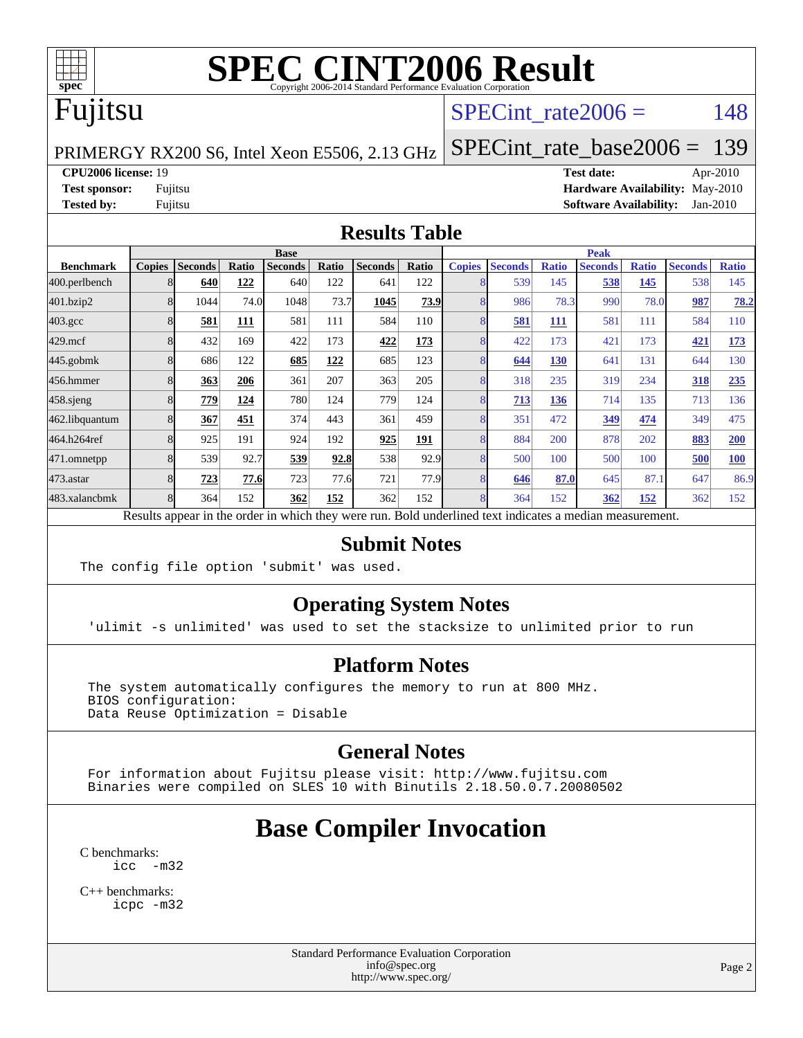# SPEC CINT2006 Result

Copyright 2006-2014 Standard Performance Evaluation Corporation

**Fujitsu**

PRIMERGY RX200 S6, Intel Xeon E5506, 2.13 GHz

SPECint_rate2006 = 148

SPECint_rate_base2006 = 139

**CPU2006 license:** 19
**Test sponsor:** Fujitsu
**Tested by:** Fujitsu

**Test date:** Apr-2010
**Hardware Availability:** May-2010
**Software Availability:** Jan-2010

## Results Table

| Benchmark | Base | | | | | | | Peak | | | | | | |
|---|---|---|---|---|---|---|---|---|---|---|---|---|---|---|
| | Copies | Seconds | Ratio | Seconds | Ratio | Seconds | Ratio | Copies | Seconds | Ratio | Seconds | Ratio | Seconds | Ratio |
| 400.perlbench | 8 | **640** | **122** | 640 | 122 | 641 | 122 | 8 | 539 | 145 | **538** | **145** | 538 | 145 |
| 401.bzip2 | 8 | 1044 | 74.0 | 1048 | 73.7 | **1045** | **73.9** | 8 | 986 | 78.3 | 990 | 78.0 | **987** | **78.2** |
| 403.gcc | 8 | **581** | **111** | 581 | 111 | 584 | 110 | 8 | **581** | **111** | 581 | 111 | 584 | 110 |
| 429.mcf | 8 | 432 | 169 | 422 | 173 | **422** | **173** | 8 | 422 | 173 | 421 | 173 | **421** | **173** |
| 445.gobmk | 8 | 686 | 122 | **685** | **122** | 685 | 123 | 8 | **644** | **130** | 641 | 131 | 644 | 130 |
| 456.hmmer | 8 | **363** | **206** | 361 | 207 | 363 | 205 | 8 | 318 | 235 | 319 | 234 | **318** | **235** |
| 458.sjeng | 8 | **779** | **124** | 780 | 124 | 779 | 124 | 8 | **713** | **136** | 714 | 135 | 713 | 136 |
| 462.libquantum | 8 | **367** | **451** | 374 | 443 | 361 | 459 | 8 | 351 | 472 | **349** | **474** | 349 | 475 |
| 464.h264ref | 8 | 925 | 191 | 924 | 192 | **925** | **191** | 8 | 884 | 200 | 878 | 202 | **883** | **200** |
| 471.omnetpp | 8 | 539 | 92.7 | **539** | **92.8** | 538 | 92.9 | 8 | 500 | 100 | 500 | 100 | **500** | **100** |
| 473.astar | 8 | **723** | **77.6** | 723 | 77.6 | 721 | 77.9 | 8 | **646** | **87.0** | 645 | 87.1 | 647 | 86.9 |
| 483.xalancbmk | 8 | 364 | 152 | **362** | **152** | 362 | 152 | 8 | 364 | 152 | **362** | **152** | 362 | 152 |

Results appear in the order in which they were run. Bold underlined text indicates a median measurement.

## Submit Notes

```
The config file option 'submit' was used.
```

## Operating System Notes

```
'ulimit -s unlimited' was used to set the stacksize to unlimited prior to run
```

## Platform Notes

```
The system automatically configures the memory to run at 800 MHz.
BIOS configuration:
Data Reuse Optimization = Disable
```

## General Notes

```
For information about Fujitsu please visit: http://www.fujitsu.com
Binaries were compiled on SLES 10 with Binutils 2.18.50.0.7.20080502
```

# Base Compiler Invocation

C benchmarks:
```
icc  -m32
```

C++ benchmarks:
```
icpc -m32
```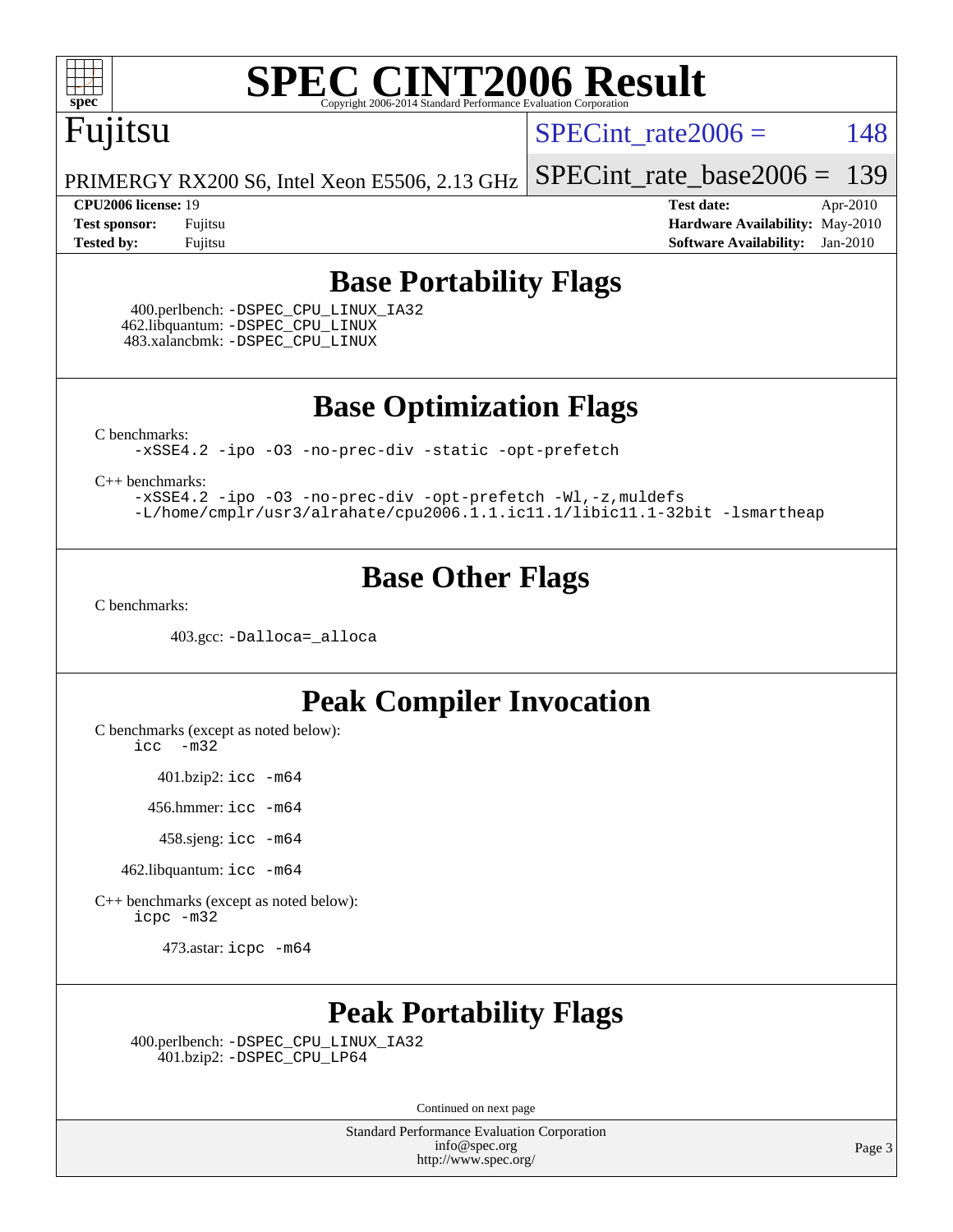# SPEC CINT2006 Result

Copyright 2006-2014 Standard Performance Evaluation Corporation

## Fujitsu

PRIMERGY RX200 S6, Intel Xeon E5506, 2.13 GHz

SPECint_rate2006 = 148

SPECint_rate_base2006 = 139

**CPU2006 license:** 19
**Test sponsor:** Fujitsu
**Tested by:** Fujitsu

**Test date:** Apr-2010
**Hardware Availability:** May-2010
**Software Availability:** Jan-2010

## Base Portability Flags

400.perlbench: `-DSPEC_CPU_LINUX_IA32`
462.libquantum: `-DSPEC_CPU_LINUX`
483.xalancbmk: `-DSPEC_CPU_LINUX`

## Base Optimization Flags

C benchmarks:

```
-xSSE4.2 -ipo -O3 -no-prec-div -static -opt-prefetch
```

C++ benchmarks:

```
-xSSE4.2 -ipo -O3 -no-prec-div -opt-prefetch -Wl,-z,muldefs
-L/home/cmplr/usr3/alrahate/cpu2006.1.1.ic11.1/libic11.1-32bit -lsmartheap
```

## Base Other Flags

C benchmarks:

403.gcc: `-Dalloca=_alloca`

## Peak Compiler Invocation

C benchmarks (except as noted below):
`icc -m32`

401.bzip2: `icc -m64`

456.hmmer: `icc -m64`

458.sjeng: `icc -m64`

462.libquantum: `icc -m64`

C++ benchmarks (except as noted below):
`icpc -m32`

473.astar: `icpc -m64`

## Peak Portability Flags

400.perlbench: `-DSPEC_CPU_LINUX_IA32`
401.bzip2: `-DSPEC_CPU_LP64`

Continued on next page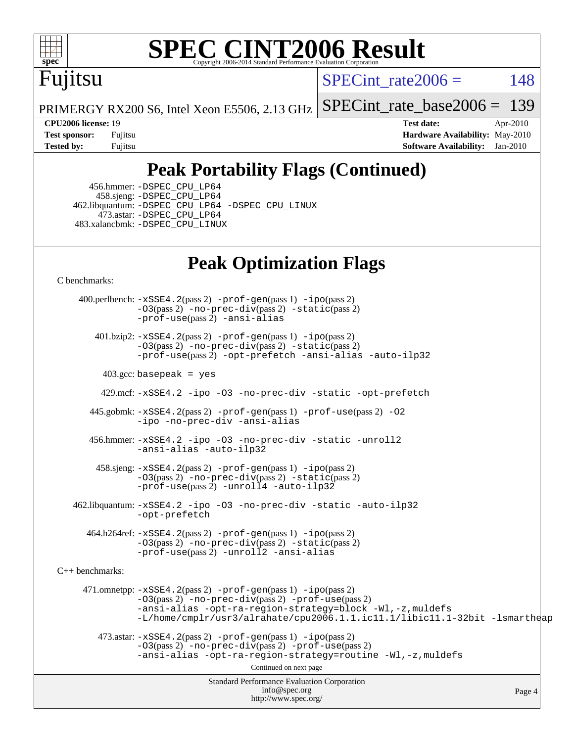# SPEC CINT2006 Result

Copyright 2006-2014 Standard Performance Evaluation Corporation

Fujitsu

PRIMERGY RX200 S6, Intel Xeon E5506, 2.13 GHz

SPECint_rate2006 = 148

SPECint_rate_base2006 = 139

| | | | |
|---|---|---|---|
| **CPU2006 license:** 19 | | **Test date:** | Apr-2010 |
| **Test sponsor:** | Fujitsu | **Hardware Availability:** | May-2010 |
| **Tested by:** | Fujitsu | **Software Availability:** | Jan-2010 |

## Peak Portability Flags (Continued)

456.hmmer: -DSPEC_CPU_LP64
458.sjeng: -DSPEC_CPU_LP64
462.libquantum: -DSPEC_CPU_LP64 -DSPEC_CPU_LINUX
473.astar: -DSPEC_CPU_LP64
483.xalancbmk: -DSPEC_CPU_LINUX

## Peak Optimization Flags

C benchmarks:

400.perlbench: -xSSE4.2(pass 2) -prof-gen(pass 1) -ipo(pass 2) -O3(pass 2) -no-prec-div(pass 2) -static(pass 2) -prof-use(pass 2) -ansi-alias

401.bzip2: -xSSE4.2(pass 2) -prof-gen(pass 1) -ipo(pass 2) -O3(pass 2) -no-prec-div(pass 2) -static(pass 2) -prof-use(pass 2) -opt-prefetch -ansi-alias -auto-ilp32

403.gcc: basepeak = yes

429.mcf: -xSSE4.2 -ipo -O3 -no-prec-div -static -opt-prefetch

445.gobmk: -xSSE4.2(pass 2) -prof-gen(pass 1) -prof-use(pass 2) -O2 -ipo -no-prec-div -ansi-alias

456.hmmer: -xSSE4.2 -ipo -O3 -no-prec-div -static -unroll2 -ansi-alias -auto-ilp32

458.sjeng: -xSSE4.2(pass 2) -prof-gen(pass 1) -ipo(pass 2) -O3(pass 2) -no-prec-div(pass 2) -static(pass 2) -prof-use(pass 2) -unroll4 -auto-ilp32

462.libquantum: -xSSE4.2 -ipo -O3 -no-prec-div -static -auto-ilp32 -opt-prefetch

464.h264ref: -xSSE4.2(pass 2) -prof-gen(pass 1) -ipo(pass 2) -O3(pass 2) -no-prec-div(pass 2) -static(pass 2) -prof-use(pass 2) -unroll2 -ansi-alias

C++ benchmarks:

471.omnetpp: -xSSE4.2(pass 2) -prof-gen(pass 1) -ipo(pass 2) -O3(pass 2) -no-prec-div(pass 2) -prof-use(pass 2) -ansi-alias -opt-ra-region-strategy=block -Wl,-z,muldefs -L/home/cmplr/usr3/alrahate/cpu2006.1.1.ic11.1/libic11.1-32bit -lsmartheap

473.astar: -xSSE4.2(pass 2) -prof-gen(pass 1) -ipo(pass 2) -O3(pass 2) -no-prec-div(pass 2) -prof-use(pass 2) -ansi-alias -opt-ra-region-strategy=routine -Wl,-z,muldefs

Continued on next page

Standard Performance Evaluation Corporation
info@spec.org
http://www.spec.org/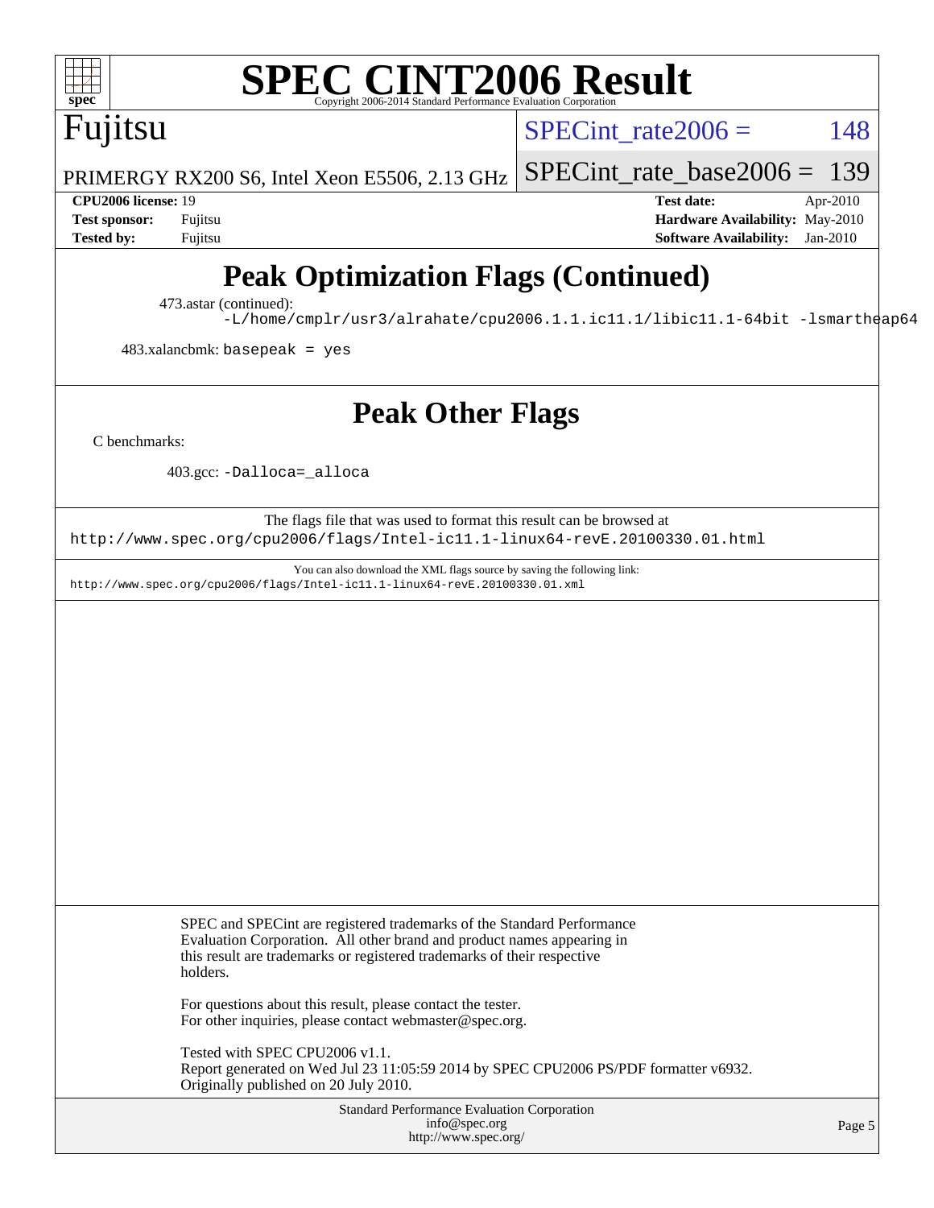# Peak Optimization Flags (Continued)

473.astar (continued):
`-L/home/cmplr/usr3/alrahate/cpu2006.1.1.ic11.1/libic11.1-64bit -lsmartheap64`

483.xalancbmk: `basepeak = yes`

# Peak Other Flags

C benchmarks:

403.gcc: `-Dalloca=_alloca`

The flags file that was used to format this result can be browsed at
http://www.spec.org/cpu2006/flags/Intel-ic11.1-linux64-revE.20100330.01.html

You can also download the XML flags source by saving the following link:
http://www.spec.org/cpu2006/flags/Intel-ic11.1-linux64-revE.20100330.01.xml

SPEC and SPECint are registered trademarks of the Standard Performance Evaluation Corporation. All other brand and product names appearing in this result are trademarks or registered trademarks of their respective holders.

For questions about this result, please contact the tester.
For other inquiries, please contact webmaster@spec.org.

Tested with SPEC CPU2006 v1.1.
Report generated on Wed Jul 23 11:05:59 2014 by SPEC CPU2006 PS/PDF formatter v6932.
Originally published on 20 July 2010.